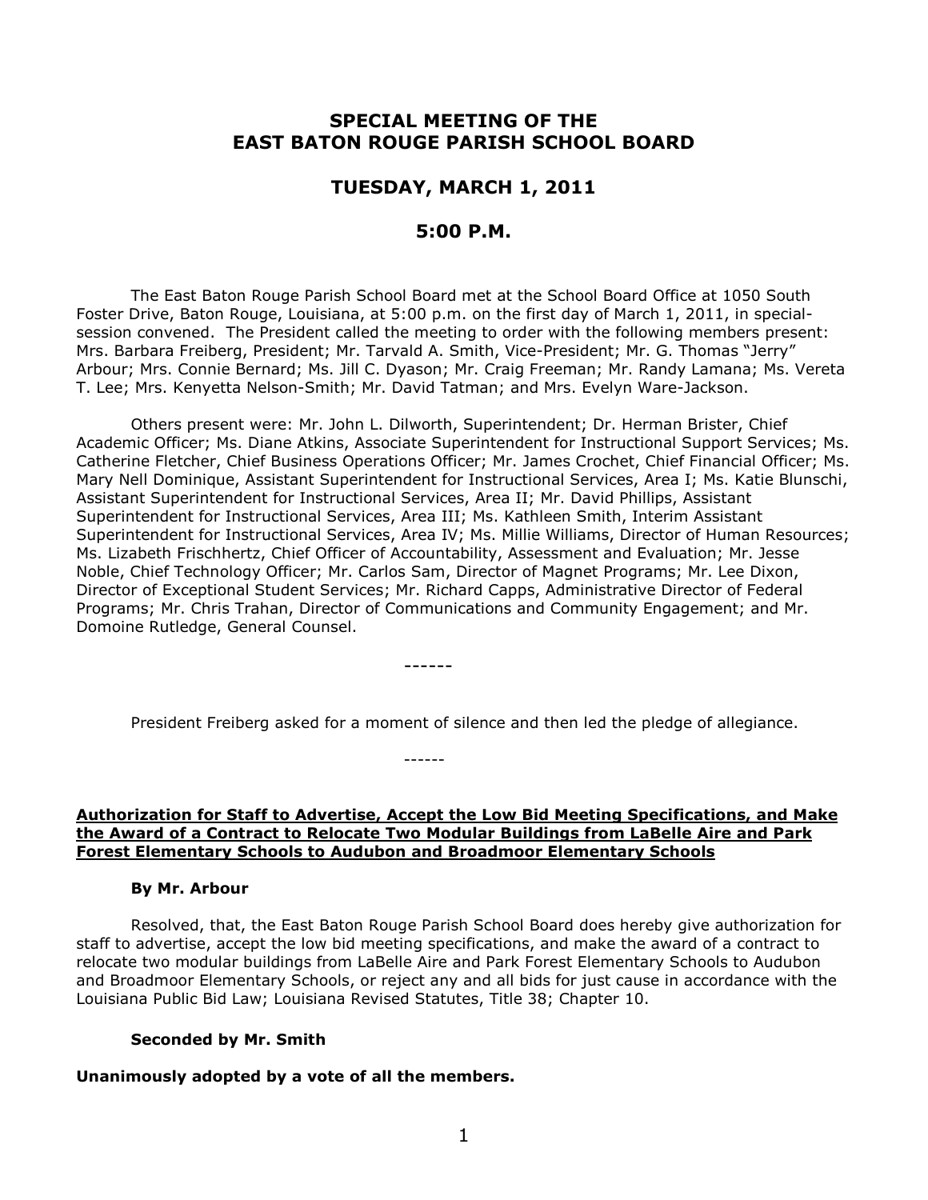# SPECIAL MEETING OF THE EAST BATON ROUGE PARISH SCHOOL BOARD

## TUESDAY, MARCH 1, 2011

## 5:00 P.M.

The East Baton Rouge Parish School Board met at the School Board Office at 1050 South Foster Drive, Baton Rouge, Louisiana, at 5:00 p.m. on the first day of March 1, 2011, in special-session convened. The President called the meeting to order with the following members present: Mrs. Barbara Freiberg, President; Mr. Tarvald A. Smith, Vice-President; Mr. G. Thomas "Jerry" Arbour; Mrs. Connie Bernard; Ms. Jill C. Dyason; Mr. Craig Freeman; Mr. Randy Lamana; Ms. Vereta T. Lee; Mrs. Kenyetta Nelson-Smith; Mr. David Tatman; and Mrs. Evelyn Ware-Jackson.

Others present were: Mr. John L. Dilworth, Superintendent; Dr. Herman Brister, Chief Academic Officer; Ms. Diane Atkins, Associate Superintendent for Instructional Support Services; Ms. Catherine Fletcher, Chief Business Operations Officer; Mr. James Crochet, Chief Financial Officer; Ms. Mary Nell Dominique, Assistant Superintendent for Instructional Services, Area I; Ms. Katie Blunschi, Assistant Superintendent for Instructional Services, Area II; Mr. David Phillips, Assistant Superintendent for Instructional Services, Area III; Ms. Kathleen Smith, Interim Assistant Superintendent for Instructional Services, Area IV; Ms. Millie Williams, Director of Human Resources; Ms. Lizabeth Frischhertz, Chief Officer of Accountability, Assessment and Evaluation; Mr. Jesse Noble, Chief Technology Officer; Mr. Carlos Sam, Director of Magnet Programs; Mr. Lee Dixon, Director of Exceptional Student Services; Mr. Richard Capps, Administrative Director of Federal Programs; Mr. Chris Trahan, Director of Communications and Community Engagement; and Mr. Domoine Rutledge, General Counsel.

------

President Freiberg asked for a moment of silence and then led the pledge of allegiance.

------

**Authorization for Staff to Advertise, Accept the Low Bid Meeting Specifications, and Make the Award of a Contract to Relocate Two Modular Buildings from LaBelle Aire and Park Forest Elementary Schools to Audubon and Broadmoor Elementary Schools**

**By Mr. Arbour**

Resolved, that, the East Baton Rouge Parish School Board does hereby give authorization for staff to advertise, accept the low bid meeting specifications, and make the award of a contract to relocate two modular buildings from LaBelle Aire and Park Forest Elementary Schools to Audubon and Broadmoor Elementary Schools, or reject any and all bids for just cause in accordance with the Louisiana Public Bid Law; Louisiana Revised Statutes, Title 38; Chapter 10.

**Seconded by Mr. Smith**

**Unanimously adopted by a vote of all the members.**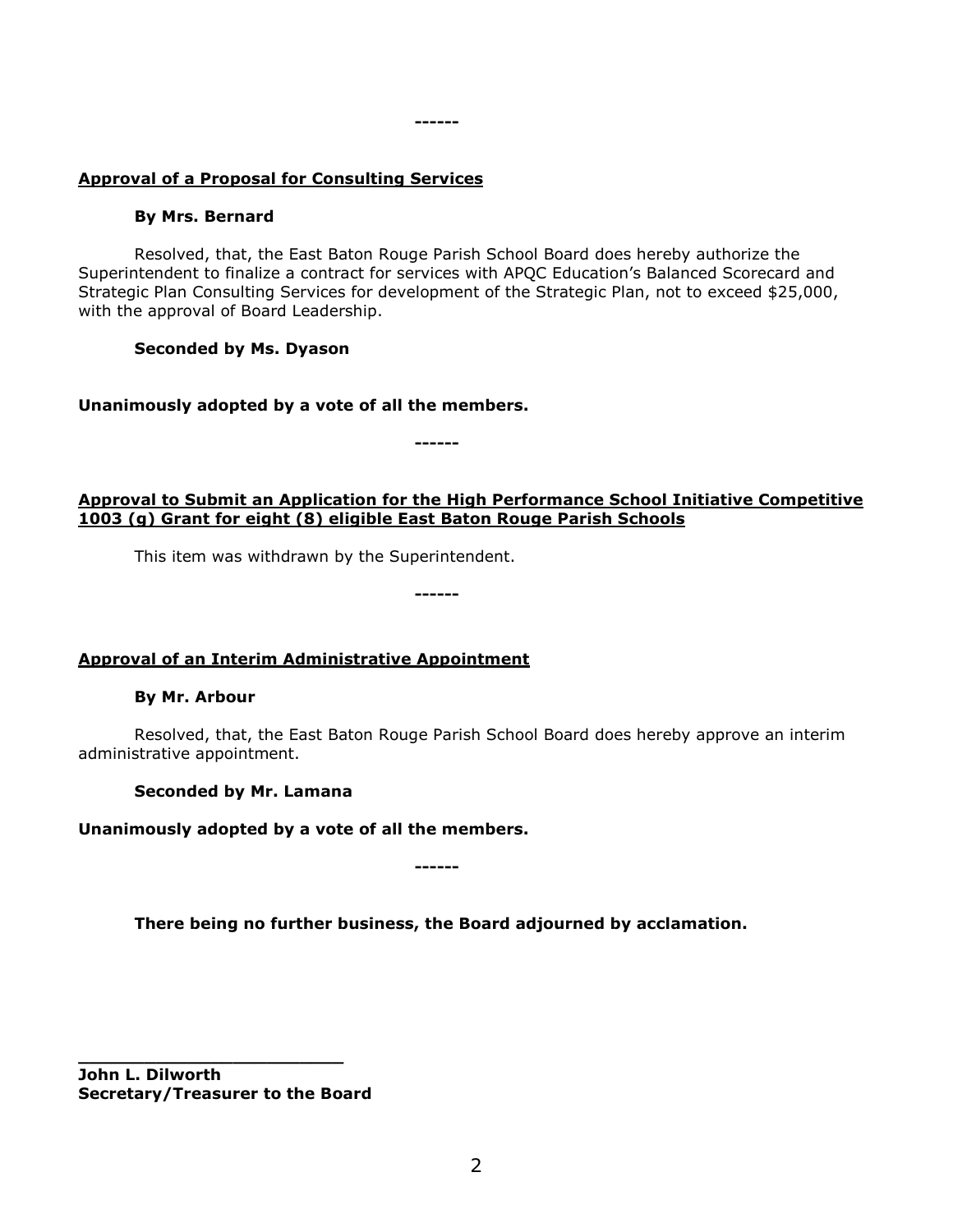------

**Approval of a Proposal for Consulting Services**

**By Mrs. Bernard**

Resolved, that, the East Baton Rouge Parish School Board does hereby authorize the Superintendent to finalize a contract for services with APQC Education's Balanced Scorecard and Strategic Plan Consulting Services for development of the Strategic Plan, not to exceed $25,000, with the approval of Board Leadership.

**Seconded by Ms. Dyason**

**Unanimously adopted by a vote of all the members.**

------

**Approval to Submit an Application for the High Performance School Initiative Competitive 1003 (g) Grant for eight (8) eligible East Baton Rouge Parish Schools**

This item was withdrawn by the Superintendent.

------

**Approval of an Interim Administrative Appointment**

**By Mr. Arbour**

Resolved, that, the East Baton Rouge Parish School Board does hereby approve an interim administrative appointment.

**Seconded by Mr. Lamana**

**Unanimously adopted by a vote of all the members.**

------

**There being no further business, the Board adjourned by acclamation.**

\_\_\_\_\_\_\_\_\_\_\_\_\_\_\_\_\_\_\_\_\_\_\_\_\_

**John L. Dilworth**
**Secretary/Treasurer to the Board**